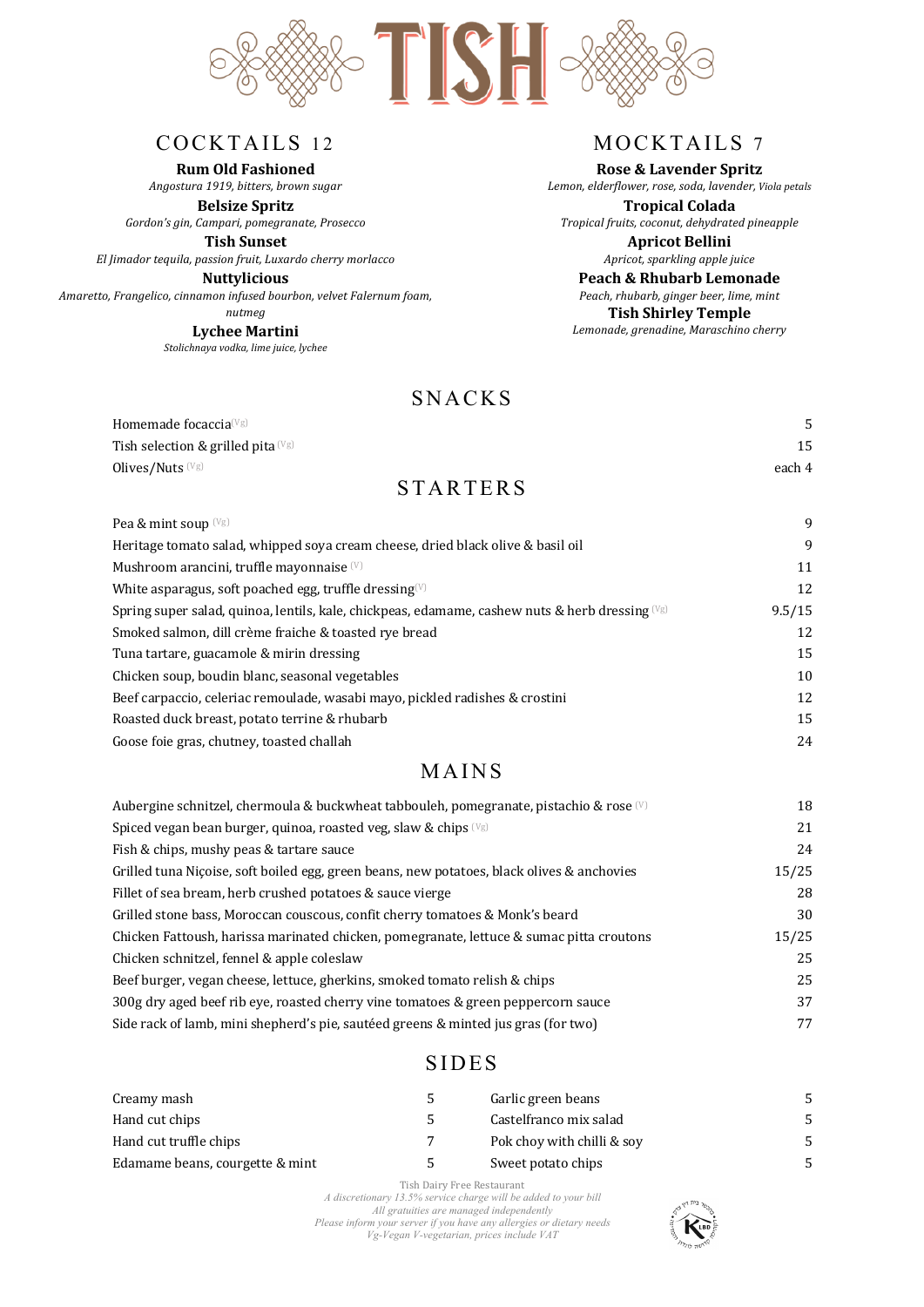# TISH

## COCKTAILS 12

**Rum Old Fashioned**
*Angostura 1919, bitters, brown sugar*

**Belsize Spritz**
*Gordon's gin, Campari, pomegranate, Prosecco*

**Tish Sunset**
*El Jimador tequila, passion fruit, Luxardo cherry morlacco*

**Nuttylicious**
*Amaretto, Frangelico, cinnamon infused bourbon, velvet Falernum foam, nutmeg*

**Lychee Martini**
*Stolichnaya vodka, lime juice, lychee*

## MOCKTAILS 7

**Rose & Lavender Spritz**
*Lemon, elderflower, rose, soda, lavender, Viola petals*

**Tropical Colada**
*Tropical fruits, coconut, dehydrated pineapple*

**Apricot Bellini**
*Apricot, sparkling apple juice*

**Peach & Rhubarb Lemonade**
*Peach, rhubarb, ginger beer, lime, mint*

**Tish Shirley Temple**
*Lemonade, grenadine, Maraschino cherry*

## SNACKS

| Item | Price |
|---|---|
| Homemade focaccia (Vg) | 5 |
| Tish selection & grilled pita (Vg) | 15 |
| Olives/Nuts (Vg) | each 4 |

## STARTERS

| Item | Price |
|---|---|
| Pea & mint soup (Vg) | 9 |
| Heritage tomato salad, whipped soya cream cheese, dried black olive & basil oil | 9 |
| Mushroom arancini, truffle mayonnaise (V) | 11 |
| White asparagus, soft poached egg, truffle dressing (V) | 12 |
| Spring super salad, quinoa, lentils, kale, chickpeas, edamame, cashew nuts & herb dressing (Vg) | 9.5/15 |
| Smoked salmon, dill crème fraiche & toasted rye bread | 12 |
| Tuna tartare, guacamole & mirin dressing | 15 |
| Chicken soup, boudin blanc, seasonal vegetables | 10 |
| Beef carpaccio, celeriac remoulade, wasabi mayo, pickled radishes & crostini | 12 |
| Roasted duck breast, potato terrine & rhubarb | 15 |
| Goose foie gras, chutney, toasted challah | 24 |

## MAINS

| Item | Price |
|---|---|
| Aubergine schnitzel, chermoula & buckwheat tabbouleh, pomegranate, pistachio & rose (V) | 18 |
| Spiced vegan bean burger, quinoa, roasted veg, slaw & chips (Vg) | 21 |
| Fish & chips, mushy peas & tartare sauce | 24 |
| Grilled tuna Niçoise, soft boiled egg, green beans, new potatoes, black olives & anchovies | 15/25 |
| Fillet of sea bream, herb crushed potatoes & sauce vierge | 28 |
| Grilled stone bass, Moroccan couscous, confit cherry tomatoes & Monk's beard | 30 |
| Chicken Fattoush, harissa marinated chicken, pomegranate, lettuce & sumac pitta croutons | 15/25 |
| Chicken schnitzel, fennel & apple coleslaw | 25 |
| Beef burger, vegan cheese, lettuce, gherkins, smoked tomato relish & chips | 25 |
| 300g dry aged beef rib eye, roasted cherry vine tomatoes & green peppercorn sauce | 37 |
| Side rack of lamb, mini shepherd's pie, sautéed greens & minted jus gras (for two) | 77 |

## SIDES

| Item | Price | Item | Price |
|---|---|---|---|
| Creamy mash | 5 | Garlic green beans | 5 |
| Hand cut chips | 5 | Castelfranco mix salad | 5 |
| Hand cut truffle chips | 7 | Pok choy with chilli & soy | 5 |
| Edamame beans, courgette & mint | 5 | Sweet potato chips | 5 |

Tish Dairy Free Restaurant
*A discretionary 13.5% service charge will be added to your bill*
*All gratuities are managed independently*
*Please inform your server if you have any allergies or dietary needs*
*Vg-Vegan V-vegetarian, prices include VAT*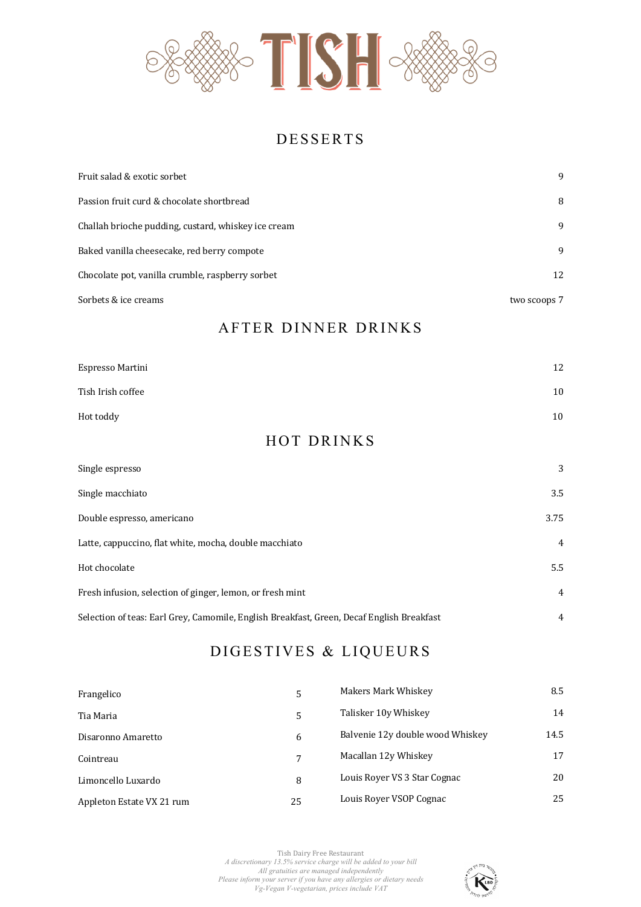# TISH

## DESSERTS

| | |
|---|---|
| Fruit salad & exotic sorbet | 9 |
| Passion fruit curd & chocolate shortbread | 8 |
| Challah brioche pudding, custard, whiskey ice cream | 9 |
| Baked vanilla cheesecake, red berry compote | 9 |
| Chocolate pot, vanilla crumble, raspberry sorbet | 12 |
| Sorbets & ice creams | two scoops 7 |

## AFTER DINNER DRINKS

| | |
|---|---|
| Espresso Martini | 12 |
| Tish Irish coffee | 10 |
| Hot toddy | 10 |

## HOT DRINKS

| | |
|---|---|
| Single espresso | 3 |
| Single macchiato | 3.5 |
| Double espresso, americano | 3.75 |
| Latte, cappuccino, flat white, mocha, double macchiato | 4 |
| Hot chocolate | 5.5 |
| Fresh infusion, selection of ginger, lemon, or fresh mint | 4 |
| Selection of teas: Earl Grey, Camomile, English Breakfast, Green, Decaf English Breakfast | 4 |

## DIGESTIVES & LIQUEURS

| | |
|---|---|
| Frangelico | 5 |
| Tia Maria | 5 |
| Disaronno Amaretto | 6 |
| Cointreau | 7 |
| Limoncello Luxardo | 8 |
| Appleton Estate VX 21 rum | 25 |
| Makers Mark Whiskey | 8.5 |
| Talisker 10y Whiskey | 14 |
| Balvenie 12y double wood Whiskey | 14.5 |
| Macallan 12y Whiskey | 17 |
| Louis Royer VS 3 Star Cognac | 20 |
| Louis Royer VSOP Cognac | 25 |

Tish Dairy Free Restaurant

*A discretionary 13.5% service charge will be added to your bill*
*All gratuities are managed independently*
*Please inform your server if you have any allergies or dietary needs*
*Vg-Vegan V-vegetarian, prices include VAT*